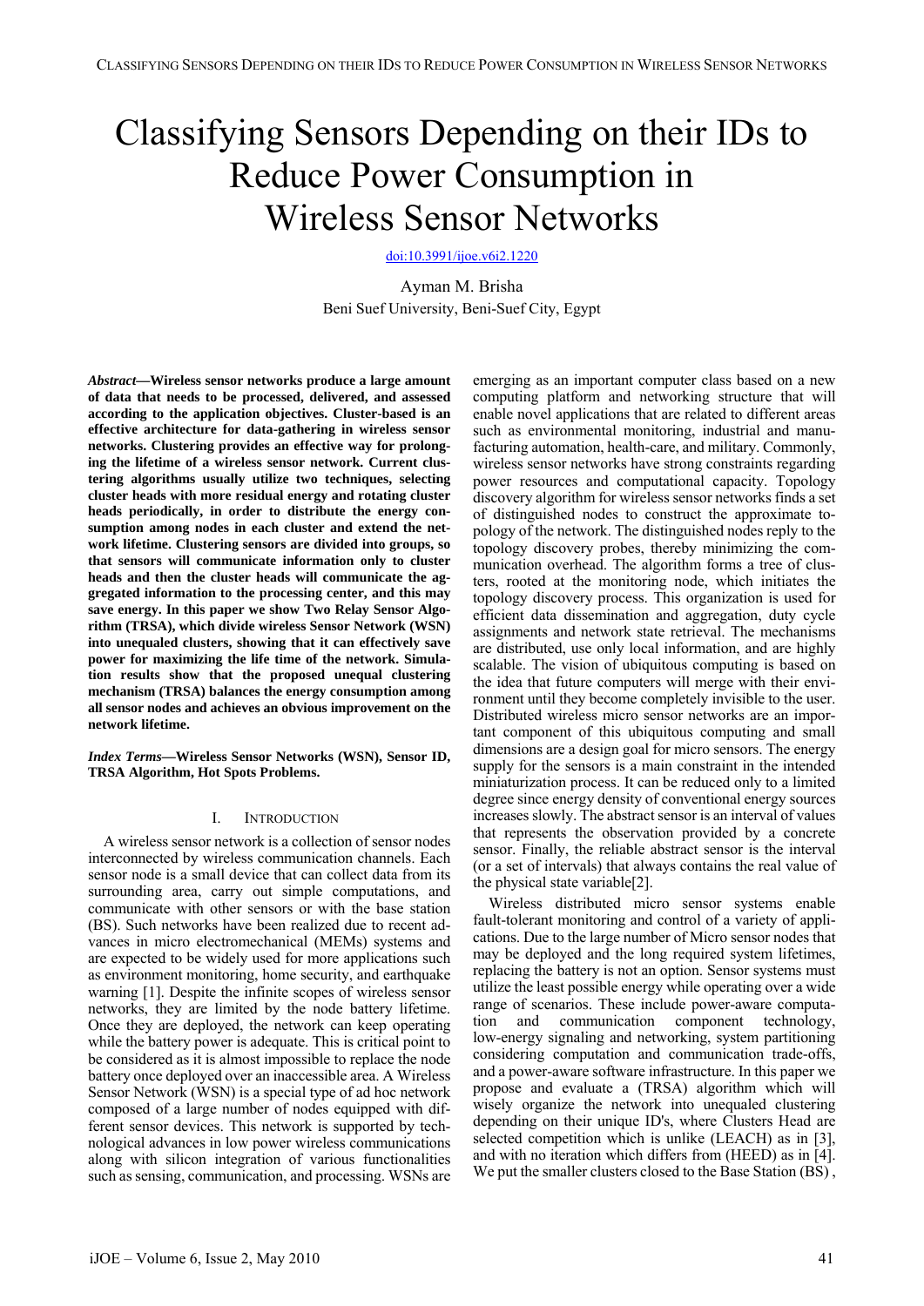# Classifying Sensors Depending on their IDs to Reduce Power Consumption in Wireless Sensor Networks

doi:10.3991/ijoe.v6i2.1220

Ayman M. Brisha
Beni Suef University, Beni-Suef City, Egypt

***Abstract*—Wireless sensor networks produce a large amount of data that needs to be processed, delivered, and assessed according to the application objectives. Cluster-based is an effective architecture for data-gathering in wireless sensor networks. Clustering provides an effective way for prolonging the lifetime of a wireless sensor network. Current clustering algorithms usually utilize two techniques, selecting cluster heads with more residual energy and rotating cluster heads periodically, in order to distribute the energy consumption among nodes in each cluster and extend the network lifetime. Clustering sensors are divided into groups, so that sensors will communicate information only to cluster heads and then the cluster heads will communicate the aggregated information to the processing center, and this may save energy. In this paper we show Two Relay Sensor Algorithm (TRSA), which divide wireless Sensor Network (WSN) into unequaled clusters, showing that it can effectively save power for maximizing the life time of the network. Simulation results show that the proposed unequal clustering mechanism (TRSA) balances the energy consumption among all sensor nodes and achieves an obvious improvement on the network lifetime.**

***Index Terms*—Wireless Sensor Networks (WSN), Sensor ID, TRSA Algorithm, Hot Spots Problems.**

## I. Introduction

A wireless sensor network is a collection of sensor nodes interconnected by wireless communication channels. Each sensor node is a small device that can collect data from its surrounding area, carry out simple computations, and communicate with other sensors or with the base station (BS). Such networks have been realized due to recent advances in micro electromechanical (MEMs) systems and are expected to be widely used for more applications such as environment monitoring, home security, and earthquake warning [1]. Despite the infinite scopes of wireless sensor networks, they are limited by the node battery lifetime. Once they are deployed, the network can keep operating while the battery power is adequate. This is critical point to be considered as it is almost impossible to replace the node battery once deployed over an inaccessible area. A Wireless Sensor Network (WSN) is a special type of ad hoc network composed of a large number of nodes equipped with different sensor devices. This network is supported by technological advances in low power wireless communications along with silicon integration of various functionalities such as sensing, communication, and processing. WSNs are emerging as an important computer class based on a new computing platform and networking structure that will enable novel applications that are related to different areas such as environmental monitoring, industrial and manufacturing automation, health-care, and military. Commonly, wireless sensor networks have strong constraints regarding power resources and computational capacity. Topology discovery algorithm for wireless sensor networks finds a set of distinguished nodes to construct the approximate topology of the network. The distinguished nodes reply to the topology discovery probes, thereby minimizing the communication overhead. The algorithm forms a tree of clusters, rooted at the monitoring node, which initiates the topology discovery process. This organization is used for efficient data dissemination and aggregation, duty cycle assignments and network state retrieval. The mechanisms are distributed, use only local information, and are highly scalable. The vision of ubiquitous computing is based on the idea that future computers will merge with their environment until they become completely invisible to the user. Distributed wireless micro sensor networks are an important component of this ubiquitous computing and small dimensions are a design goal for micro sensors. The energy supply for the sensors is a main constraint in the intended miniaturization process. It can be reduced only to a limited degree since energy density of conventional energy sources increases slowly. The abstract sensor is an interval of values that represents the observation provided by a concrete sensor. Finally, the reliable abstract sensor is the interval (or a set of intervals) that always contains the real value of the physical state variable[2].

Wireless distributed micro sensor systems enable fault-tolerant monitoring and control of a variety of applications. Due to the large number of Micro sensor nodes that may be deployed and the long required system lifetimes, replacing the battery is not an option. Sensor systems must utilize the least possible energy while operating over a wide range of scenarios. These include power-aware computation and communication component technology, low-energy signaling and networking, system partitioning considering computation and communication trade-offs, and a power-aware software infrastructure. In this paper we propose and evaluate a (TRSA) algorithm which will wisely organize the network into unequaled clustering depending on their unique ID's, where Clusters Head are selected competition which is unlike (LEACH) as in [3], and with no iteration which differs from (HEED) as in [4]. We put the smaller clusters closed to the Base Station (BS) ,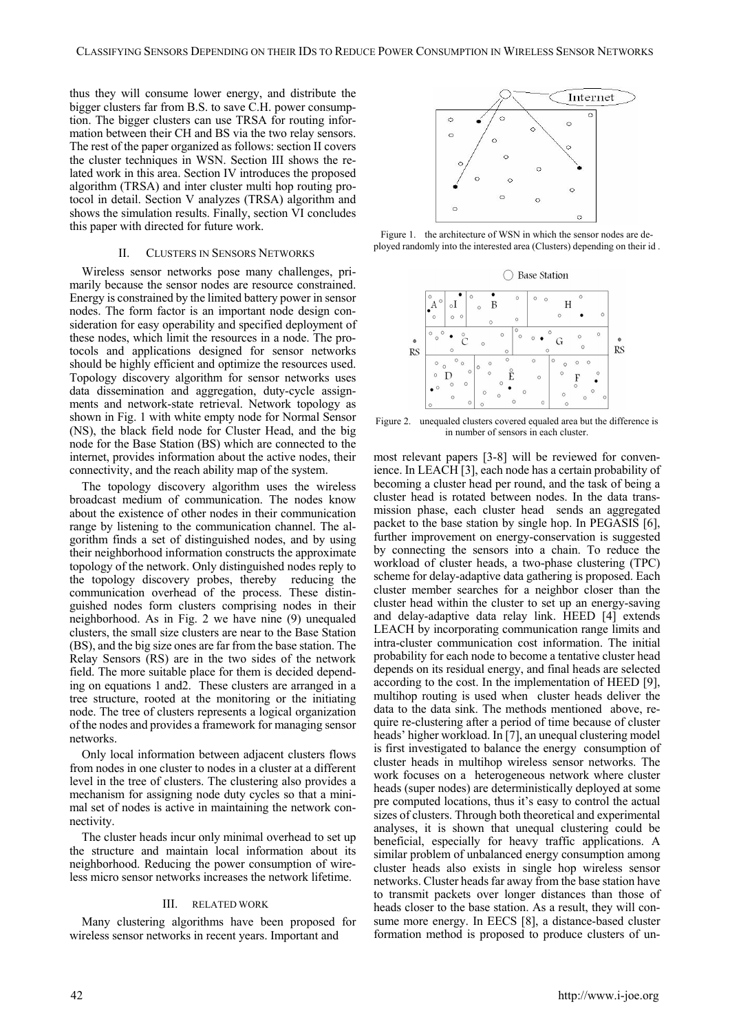thus they will consume lower energy, and distribute the bigger clusters far from B.S. to save C.H. power consumption. The bigger clusters can use TRSA for routing information between their CH and BS via the two relay sensors. The rest of the paper organized as follows: section II covers the cluster techniques in WSN. Section III shows the related work in this area. Section IV introduces the proposed algorithm (TRSA) and inter cluster multi hop routing protocol in detail. Section V analyzes (TRSA) algorithm and shows the simulation results. Finally, section VI concludes this paper with directed for future work.

## II. CLUSTERS IN SENSORS NETWORKS

Wireless sensor networks pose many challenges, primarily because the sensor nodes are resource constrained. Energy is constrained by the limited battery power in sensor nodes. The form factor is an important node design consideration for easy operability and specified deployment of these nodes, which limit the resources in a node. The protocols and applications designed for sensor networks should be highly efficient and optimize the resources used. Topology discovery algorithm for sensor networks uses data dissemination and aggregation, duty-cycle assignments and network-state retrieval. Network topology as shown in Fig. 1 with white empty node for Normal Sensor (NS), the black field node for Cluster Head, and the big node for the Base Station (BS) which are connected to the internet, provides information about the active nodes, their connectivity, and the reach ability map of the system.

The topology discovery algorithm uses the wireless broadcast medium of communication. The nodes know about the existence of other nodes in their communication range by listening to the communication channel. The algorithm finds a set of distinguished nodes, and by using their neighborhood information constructs the approximate topology of the network. Only distinguished nodes reply to the topology discovery probes, thereby reducing the communication overhead of the process. These distinguished nodes form clusters comprising nodes in their neighborhood. As in Fig. 2 we have nine (9) unequaled clusters, the small size clusters are near to the Base Station (BS), and the big size ones are far from the base station. The Relay Sensors (RS) are in the two sides of the network field. The more suitable place for them is decided depending on equations 1 and2. These clusters are arranged in a tree structure, rooted at the monitoring or the initiating node. The tree of clusters represents a logical organization of the nodes and provides a framework for managing sensor networks.

Only local information between adjacent clusters flows from nodes in one cluster to nodes in a cluster at a different level in the tree of clusters. The clustering also provides a mechanism for assigning node duty cycles so that a minimal set of nodes is active in maintaining the network connectivity.

The cluster heads incur only minimal overhead to set up the structure and maintain local information about its neighborhood. Reducing the power consumption of wireless micro sensor networks increases the network lifetime.

Figure 1. the architecture of WSN in which the sensor nodes are deployed randomly into the interested area (Clusters) depending on their id .

Figure 2. unequaled clusters covered equaled area but the difference is in number of sensors in each cluster.

## III. RELATED WORK

Many clustering algorithms have been proposed for wireless sensor networks in recent years. Important and most relevant papers [3-8] will be reviewed for convenience. In LEACH [3], each node has a certain probability of becoming a cluster head per round, and the task of being a cluster head is rotated between nodes. In the data transmission phase, each cluster head sends an aggregated packet to the base station by single hop. In PEGASIS [6], further improvement on energy-conservation is suggested by connecting the sensors into a chain. To reduce the workload of cluster heads, a two-phase clustering (TPC) scheme for delay-adaptive data gathering is proposed. Each cluster member searches for a neighbor closer than the cluster head within the cluster to set up an energy-saving and delay-adaptive data relay link. HEED [4] extends LEACH by incorporating communication range limits and intra-cluster communication cost information. The initial probability for each node to become a tentative cluster head depends on its residual energy, and final heads are selected according to the cost. In the implementation of HEED [9], multihop routing is used when cluster heads deliver the data to the data sink. The methods mentioned above, require re-clustering after a period of time because of cluster heads' higher workload. In [7], an unequal clustering model is first investigated to balance the energy consumption of cluster heads in multihop wireless sensor networks. The work focuses on a heterogeneous network where cluster heads (super nodes) are deterministically deployed at some pre computed locations, thus it's easy to control the actual sizes of clusters. Through both theoretical and experimental analyses, it is shown that unequal clustering could be beneficial, especially for heavy traffic applications. A similar problem of unbalanced energy consumption among cluster heads also exists in single hop wireless sensor networks. Cluster heads far away from the base station have to transmit packets over longer distances than those of heads closer to the base station. As a result, they will consume more energy. In EECS [8], a distance-based cluster formation method is proposed to produce clusters of un-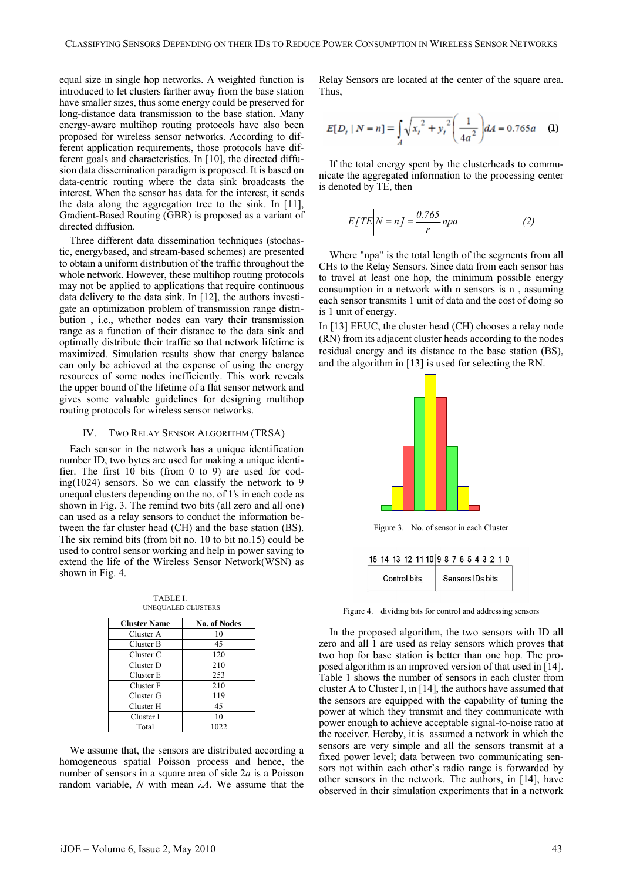equal size in single hop networks. A weighted function is introduced to let clusters farther away from the base station have smaller sizes, thus some energy could be preserved for long-distance data transmission to the base station. Many energy-aware multihop routing protocols have also been proposed for wireless sensor networks. According to different application requirements, those protocols have different goals and characteristics. In [10], the directed diffusion data dissemination paradigm is proposed. It is based on data-centric routing where the data sink broadcasts the interest. When the sensor has data for the interest, it sends the data along the aggregation tree to the sink. In [11], Gradient-Based Routing (GBR) is proposed as a variant of directed diffusion.

Three different data dissemination techniques (stochastic, energybased, and stream-based schemes) are presented to obtain a uniform distribution of the traffic throughout the whole network. However, these multihop routing protocols may not be applied to applications that require continuous data delivery to the data sink. In [12], the authors investigate an optimization problem of transmission range distribution , i.e., whether nodes can vary their transmission range as a function of their distance to the data sink and optimally distribute their traffic so that network lifetime is maximized. Simulation results show that energy balance can only be achieved at the expense of using the energy resources of some nodes inefficiently. This work reveals the upper bound of the lifetime of a flat sensor network and gives some valuable guidelines for designing multihop routing protocols for wireless sensor networks.

## IV. Two Relay Sensor Algorithm (TRSA)

Each sensor in the network has a unique identification number ID, two bytes are used for making a unique identifier. The first 10 bits (from 0 to 9) are used for coding(1024) sensors. So we can classify the network to 9 unequal clusters depending on the no. of 1's in each code as shown in Fig. 3. The remind two bits (all zero and all one) can used as a relay sensors to conduct the information between the far cluster head (CH) and the base station (BS). The six remind bits (from bit no. 10 to bit no.15) could be used to control sensor working and help in power saving to extend the life of the Wireless Sensor Network(WSN) as shown in Fig. 4.

TABLE I.
UNEQUALED CLUSTERS

| Cluster Name | No. of Nodes |
|---|---|
| Cluster A | 10 |
| Cluster B | 45 |
| Cluster C | 120 |
| Cluster D | 210 |
| Cluster E | 253 |
| Cluster F | 210 |
| Cluster G | 119 |
| Cluster H | 45 |
| Cluster I | 10 |
| Total | 1022 |

We assume that, the sensors are distributed according a homogeneous spatial Poisson process and hence, the number of sensors in a square area of side $2a$ is a Poisson random variable, $N$ with mean $\lambda A$. We assume that the Relay Sensors are located at the center of the square area. Thus,

$$E[D_i \mid N = n] = \int_A \sqrt{x_i^{\,2} + y_i^{\,2}} \left( \frac{1}{4a^2} \right) dA = 0.765a \quad (1)$$

If the total energy spent by the clusterheads to communicate the aggregated information to the processing center is denoted by TE, then

$$E[TE \mid N = n] = \frac{0.765}{r} npa \quad (2)$$

Where "npa" is the total length of the segments from all CHs to the Relay Sensors. Since data from each sensor has to travel at least one hop, the minimum possible energy consumption in a network with n sensors is n , assuming each sensor transmits 1 unit of data and the cost of doing so is 1 unit of energy.

In [13] EEUC, the cluster head (CH) chooses a relay node (RN) from its adjacent cluster heads according to the nodes residual energy and its distance to the base station (BS), and the algorithm in [13] is used for selecting the RN.

Figure 3. No. of sensor in each Cluster

| 15 14 13 12 11 10 | 9 8 7 6 5 4 3 2 1 0 |
|---|---|
| Control bits | Sensors IDs bits |

Figure 4. dividing bits for control and addressing sensors

In the proposed algorithm, the two sensors with ID all zero and all 1 are used as relay sensors which proves that two hop for base station is better than one hop. The proposed algorithm is an improved version of that used in [14]. Table 1 shows the number of sensors in each cluster from cluster A to Cluster I, in [14], the authors have assumed that the sensors are equipped with the capability of tuning the power at which they transmit and they communicate with power enough to achieve acceptable signal-to-noise ratio at the receiver. Hereby, it is assumed a network in which the sensors are very simple and all the sensors transmit at a fixed power level; data between two communicating sensors not within each other's radio range is forwarded by other sensors in the network. The authors, in [14], have observed in their simulation experiments that in a network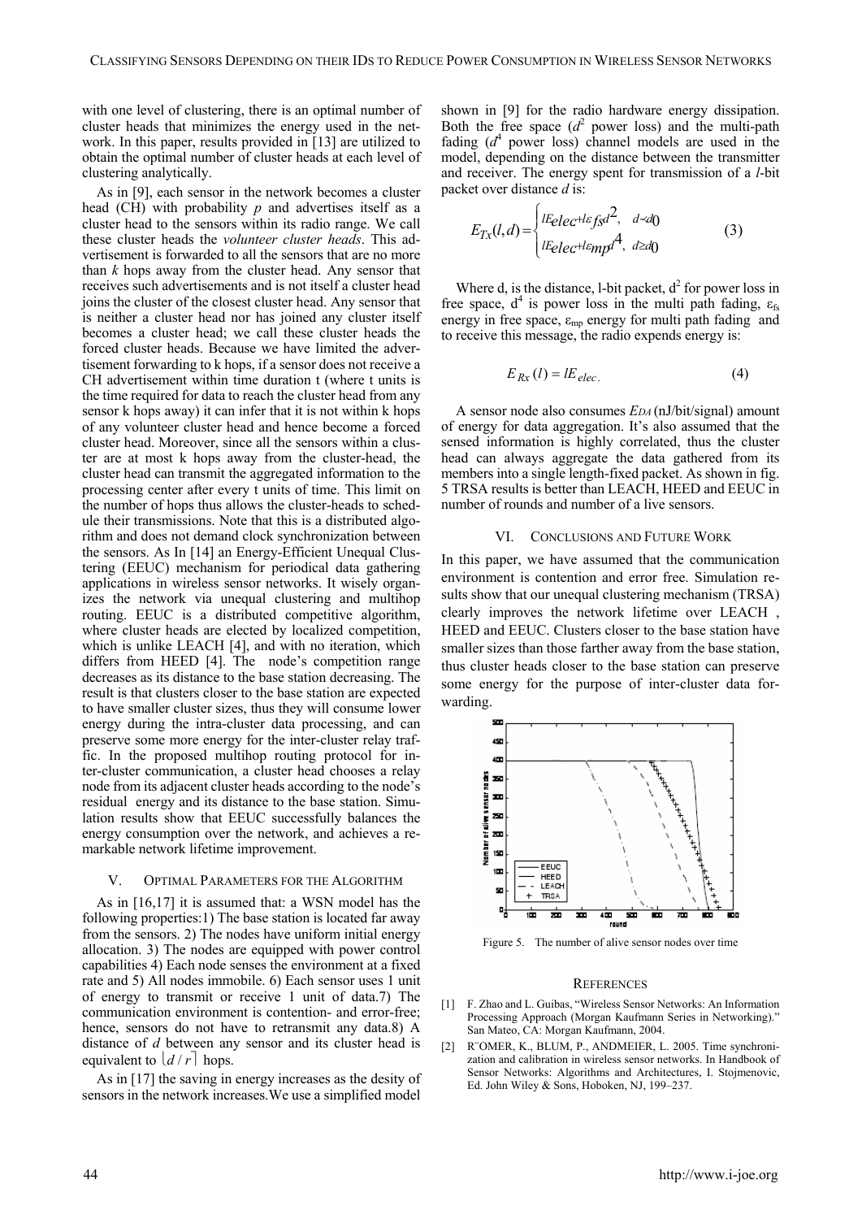with one level of clustering, there is an optimal number of cluster heads that minimizes the energy used in the network. In this paper, results provided in [13] are utilized to obtain the optimal number of cluster heads at each level of clustering analytically.

As in [9], each sensor in the network becomes a cluster head (CH) with probability $p$ and advertises itself as a cluster head to the sensors within its radio range. We call these cluster heads the *volunteer cluster heads*. This advertisement is forwarded to all the sensors that are no more than $k$ hops away from the cluster head. Any sensor that receives such advertisements and is not itself a cluster head joins the cluster of the closest cluster head. Any sensor that is neither a cluster head nor has joined any cluster itself becomes a cluster head; we call these cluster heads the forced cluster heads. Because we have limited the advertisement forwarding to k hops, if a sensor does not receive a CH advertisement within time duration t (where t units is the time required for data to reach the cluster head from any sensor k hops away) it can infer that it is not within k hops of any volunteer cluster head and hence become a forced cluster head. Moreover, since all the sensors within a cluster are at most k hops away from the cluster-head, the cluster head can transmit the aggregated information to the processing center after every t units of time. This limit on the number of hops thus allows the cluster-heads to schedule their transmissions. Note that this is a distributed algorithm and does not demand clock synchronization between the sensors. As In [14] an Energy-Efficient Unequal Clustering (EEUC) mechanism for periodical data gathering applications in wireless sensor networks. It wisely organizes the network via unequal clustering and multihop routing. EEUC is a distributed competitive algorithm, where cluster heads are elected by localized competition, which is unlike LEACH [4], and with no iteration, which differs from HEED [4]. The node's competition range decreases as its distance to the base station decreasing. The result is that clusters closer to the base station are expected to have smaller cluster sizes, thus they will consume lower energy during the intra-cluster data processing, and can preserve some more energy for the inter-cluster relay traffic. In the proposed multihop routing protocol for inter-cluster communication, a cluster head chooses a relay node from its adjacent cluster heads according to the node's residual energy and its distance to the base station. Simulation results show that EEUC successfully balances the energy consumption over the network, and achieves a remarkable network lifetime improvement.

## V. Optimal Parameters for the Algorithm

As in [16,17] it is assumed that: a WSN model has the following properties:1) The base station is located far away from the sensors. 2) The nodes have uniform initial energy allocation. 3) The nodes are equipped with power control capabilities 4) Each node senses the environment at a fixed rate and 5) All nodes immobile. 6) Each sensor uses 1 unit of energy to transmit or receive 1 unit of data.7) The communication environment is contention- and error-free; hence, sensors do not have to retransmit any data.8) A distance of $d$ between any sensor and its cluster head is equivalent to $\lfloor d/r \rceil$ hops.

As in [17] the saving in energy increases as the desity of sensors in the network increases.We use a simplified model shown in [9] for the radio hardware energy dissipation. Both the free space ($d^2$ power loss) and the multi-path fading ($d^4$ power loss) channel models are used in the model, depending on the distance between the transmitter and receiver. The energy spent for transmission of a $l$-bit packet over distance $d$ is:

$$E_{Tx}(l,d) = \begin{cases} lE_{elec} + l\varepsilon_{fs} d^2, & d < d_0 \\ lE_{elec} + l\varepsilon_{mp} d^4, & d \geq d_0 \end{cases} \qquad (3)$$

Where d, is the distance, l-bit packet, $d^2$ for power loss in free space, $d^4$ is power loss in the multi path fading, $\varepsilon_{fs}$ energy in free space, $\varepsilon_{mp}$ energy for multi path fading and to receive this message, the radio expends energy is:

$$E_{Rx}(l) = lE_{elec}. \qquad (4)$$

A sensor node also consumes $E_{DA}$ (nJ/bit/signal) amount of energy for data aggregation. It's also assumed that the sensed information is highly correlated, thus the cluster head can always aggregate the data gathered from its members into a single length-fixed packet. As shown in fig. 5 TRSA results is better than LEACH, HEED and EEUC in number of rounds and number of a live sensors.

## VI. Conclusions and Future Work

In this paper, we have assumed that the communication environment is contention and error free. Simulation results show that our unequal clustering mechanism (TRSA) clearly improves the network lifetime over LEACH , HEED and EEUC. Clusters closer to the base station have smaller sizes than those farther away from the base station, thus cluster heads closer to the base station can preserve some energy for the purpose of inter-cluster data forwarding.

Figure 5. The number of alive sensor nodes over time

## References

[1] F. Zhao and L. Guibas, "Wireless Sensor Networks: An Information Processing Approach (Morgan Kaufmann Series in Networking)." San Mateo, CA: Morgan Kaufmann, 2004.

[2] R¨OMER, K., BLUM, P., ANDMEIER, L. 2005. Time synchronization and calibration in wireless sensor networks. In Handbook of Sensor Networks: Algorithms and Architectures, I. Stojmenovic, Ed. John Wiley & Sons, Hoboken, NJ, 199–237.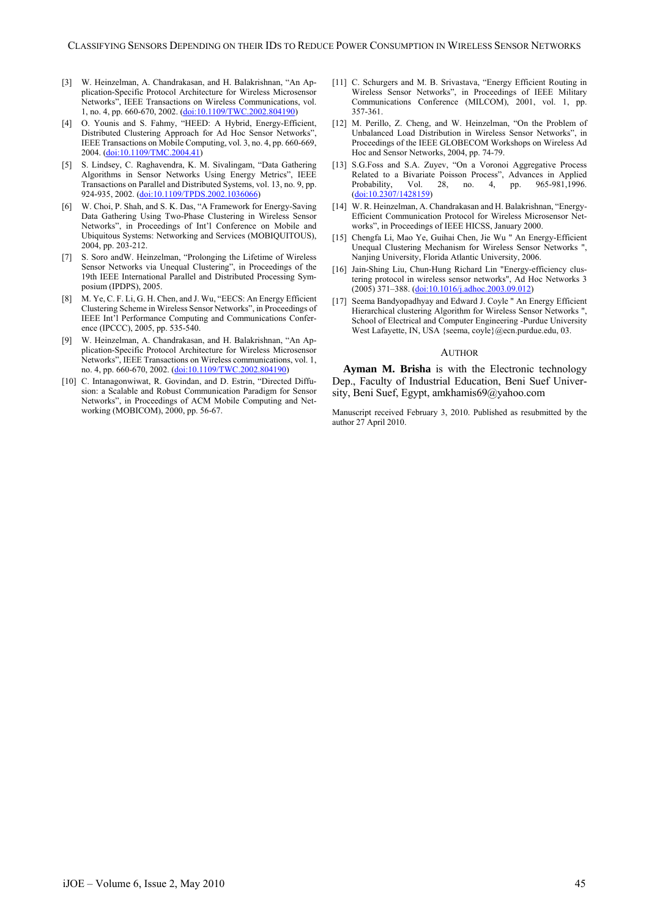[3] W. Heinzelman, A. Chandrakasan, and H. Balakrishnan, "An Application-Specific Protocol Architecture for Wireless Microsensor Networks", IEEE Transactions on Wireless Communications, vol. 1, no. 4, pp. 660-670, 2002. (doi:10.1109/TWC.2002.804190)

[4] O. Younis and S. Fahmy, "HEED: A Hybrid, Energy-Efficient, Distributed Clustering Approach for Ad Hoc Sensor Networks", IEEE Transactions on Mobile Computing, vol. 3, no. 4, pp. 660-669, 2004. (doi:10.1109/TMC.2004.41)

[5] S. Lindsey, C. Raghavendra, K. M. Sivalingam, "Data Gathering Algorithms in Sensor Networks Using Energy Metrics", IEEE Transactions on Parallel and Distributed Systems, vol. 13, no. 9, pp. 924-935, 2002. (doi:10.1109/TPDS.2002.1036066)

[6] W. Choi, P. Shah, and S. K. Das, "A Framework for Energy-Saving Data Gathering Using Two-Phase Clustering in Wireless Sensor Networks", in Proceedings of Int'l Conference on Mobile and Ubiquitous Systems: Networking and Services (MOBIQUITOUS), 2004, pp. 203-212.

[7] S. Soro andW. Heinzelman, "Prolonging the Lifetime of Wireless Sensor Networks via Unequal Clustering", in Proceedings of the 19th IEEE International Parallel and Distributed Processing Symposium (IPDPS), 2005.

[8] M. Ye, C. F. Li, G. H. Chen, and J. Wu, "EECS: An Energy Efficient Clustering Scheme in Wireless Sensor Networks", in Proceedings of IEEE Int'l Performance Computing and Communications Conference (IPCCC), 2005, pp. 535-540.

[9] W. Heinzelman, A. Chandrakasan, and H. Balakrishnan, "An Application-Specific Protocol Architecture for Wireless Microsensor Networks", IEEE Transactions on Wireless communications, vol. 1, no. 4, pp. 660-670, 2002. (doi:10.1109/TWC.2002.804190)

[10] C. Intanagonwiwat, R. Govindan, and D. Estrin, "Directed Diffusion: a Scalable and Robust Communication Paradigm for Sensor Networks", in Proceedings of ACM Mobile Computing and Networking (MOBICOM), 2000, pp. 56-67.

[11] C. Schurgers and M. B. Srivastava, "Energy Efficient Routing in Wireless Sensor Networks", in Proceedings of IEEE Military Communications Conference (MILCOM), 2001, vol. 1, pp. 357-361.

[12] M. Perillo, Z. Cheng, and W. Heinzelman, "On the Problem of Unbalanced Load Distribution in Wireless Sensor Networks", in Proceedings of the IEEE GLOBECOM Workshops on Wireless Ad Hoc and Sensor Networks, 2004, pp. 74-79.

[13] S.G.Foss and S.A. Zuyev, "On a Voronoi Aggregative Process Related to a Bivariate Poisson Process", Advances in Applied Probability, Vol. 28, no. 4, pp. 965-981,1996. (doi:10.2307/1428159)

[14] W. R. Heinzelman, A. Chandrakasan and H. Balakrishnan, "Energy-Efficient Communication Protocol for Wireless Microsensor Networks", in Proceedings of IEEE HICSS, January 2000.

[15] Chengfa Li, Mao Ye, Guihai Chen, Jie Wu " An Energy-Efficient Unequal Clustering Mechanism for Wireless Sensor Networks ", Nanjing University, Florida Atlantic University, 2006.

[16] Jain-Shing Liu, Chun-Hung Richard Lin "Energy-efficiency clustering protocol in wireless sensor networks", Ad Hoc Networks 3 (2005) 371–388. (doi:10.1016/j.adhoc.2003.09.012)

[17] Seema Bandyopadhyay and Edward J. Coyle " An Energy Efficient Hierarchical clustering Algorithm for Wireless Sensor Networks ", School of Electrical and Computer Engineering -Purdue University West Lafayette, IN, USA {seema, coyle}@ecn.purdue.edu, 03.

## AUTHOR

**Ayman M. Brisha** is with the Electronic technology Dep., Faculty of Industrial Education, Beni Suef University, Beni Suef, Egypt, amkhamis69@yahoo.com

Manuscript received February 3, 2010. Published as resubmitted by the author 27 April 2010.